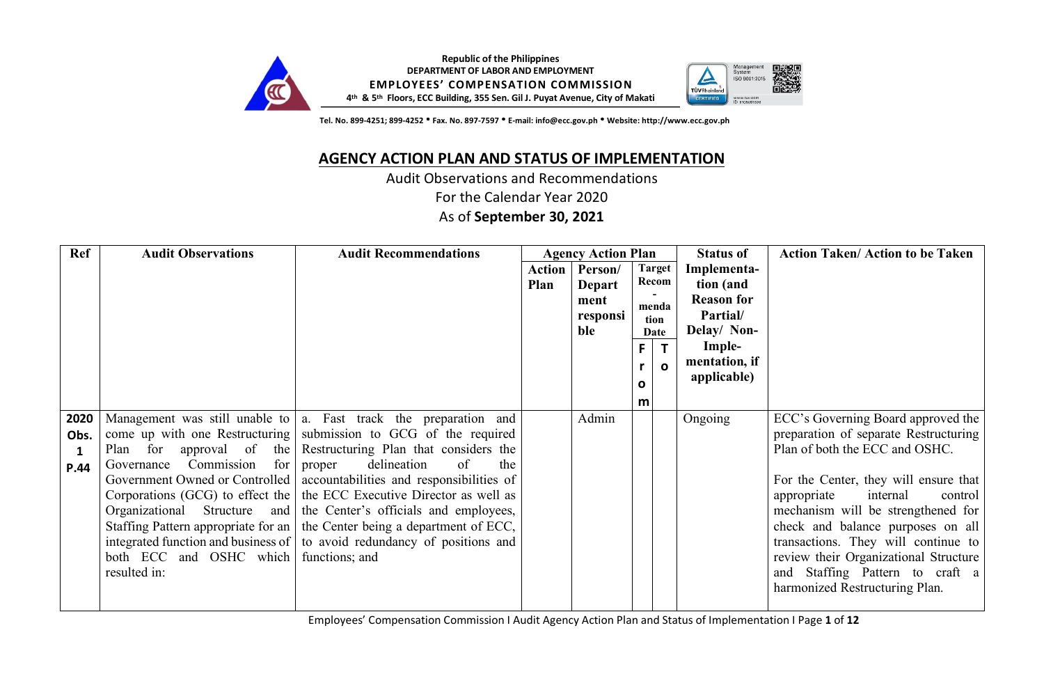Republic of the Philippines
DEPARTMENT OF LABOR AND EMPLOYMENT
**EMPLOYEES' COMPENSATION COMMISSION**
4th & 5th Floors, ECC Building, 355 Sen. Gil J. Puyat Avenue, City of Makati

Tel. No. 899-4251; 899-4252 • Fax. No. 897-7597 • E-mail: info@ecc.gov.ph • Website: http://www.ecc.gov.ph

# AGENCY ACTION PLAN AND STATUS OF IMPLEMENTATION

Audit Observations and Recommendations
For the Calendar Year 2020
As of **September 30, 2021**

| Ref | Audit Observations | Audit Recommendations | Agency Action Plan | | | | Status of Implementa-tion (and Reason for Partial/ Delay/ Non-Imple-mentation, if applicable) | Action Taken/ Action to be Taken |
|---|---|---|---|---|---|---|---|---|
| | | | Action Plan | Person/ Department responsible | Target Recom-mendation Date | | | |
| | | | | | From | To | | |
| 2020 Obs. 1 P.44 | Management was still unable to come up with one Restructuring Plan for approval of the Governance Commission for Government Owned or Controlled Corporations (GCG) to effect the Organizational Structure and Staffing Pattern appropriate for an integrated function and business of both ECC and OSHC which resulted in: | a. Fast track the preparation and submission to GCG of the required Restructuring Plan that considers the proper delineation of the accountabilities and responsibilities of the ECC Executive Director as well as the Center's officials and employees, the Center being a department of ECC, to avoid redundancy of positions and functions; and | | Admin | | | Ongoing | ECC's Governing Board approved the preparation of separate Restructuring Plan of both the ECC and OSHC.<br><br>For the Center, they will ensure that appropriate internal control mechanism will be strengthened for check and balance purposes on all transactions. They will continue to review their Organizational Structure and Staffing Pattern to craft a harmonized Restructuring Plan. |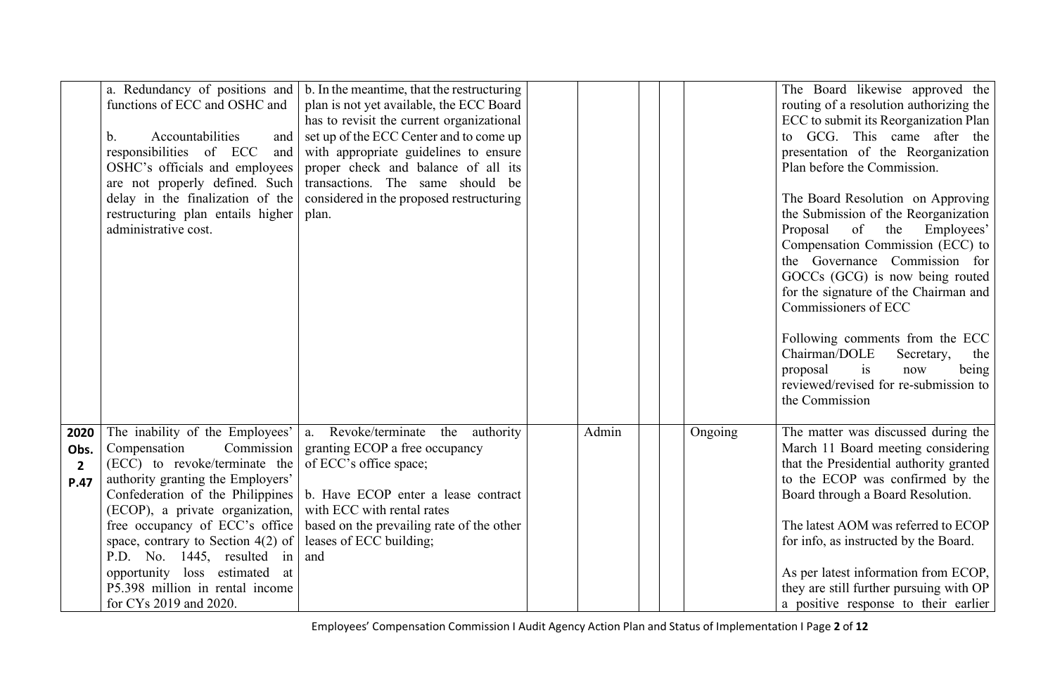| | | | | | | | | |
|---|---|---|---|---|---|---|---|---|
| | a. Redundancy of positions and functions of ECC and OSHC and<br><br>b. Accountabilities and responsibilities of ECC and OSHC's officials and employees are not properly defined. Such delay in the finalization of the restructuring plan entails higher administrative cost. | b. In the meantime, that the restructuring plan is not yet available, the ECC Board has to revisit the current organizational set up of the ECC Center and to come up with appropriate guidelines to ensure proper check and balance of all its transactions. The same should be considered in the proposed restructuring plan. | | | | | | The Board likewise approved the routing of a resolution authorizing the ECC to submit its Reorganization Plan to GCG. This came after the presentation of the Reorganization Plan before the Commission.<br><br>The Board Resolution on Approving the Submission of the Reorganization Proposal of the Employees' Compensation Commission (ECC) to the Governance Commission for GOCCs (GCG) is now being routed for the signature of the Chairman and Commissioners of ECC<br><br>Following comments from the ECC Chairman/DOLE Secretary, the proposal is now being reviewed/revised for re-submission to the Commission |
| **2020 Obs. 2 P.47** | The inability of the Employees' Compensation Commission (ECC) to revoke/terminate the authority granting the Employers' Confederation of the Philippines (ECOP), a private organization, free occupancy of ECC's office space, contrary to Section 4(2) of P.D. No. 1445, resulted in opportunity loss estimated at P5.398 million in rental income for CYs 2019 and 2020. | a. Revoke/terminate the authority granting ECOP a free occupancy of ECC's office space;<br><br>b. Have ECOP enter a lease contract with ECC with rental rates based on the prevailing rate of the other leases of ECC building; and | | Admin | | | Ongoing | The matter was discussed during the March 11 Board meeting considering that the Presidential authority granted to the ECOP was confirmed by the Board through a Board Resolution.<br><br>The latest AOM was referred to ECOP for info, as instructed by the Board.<br><br>As per latest information from ECOP, they are still further pursuing with OP a positive response to their earlier |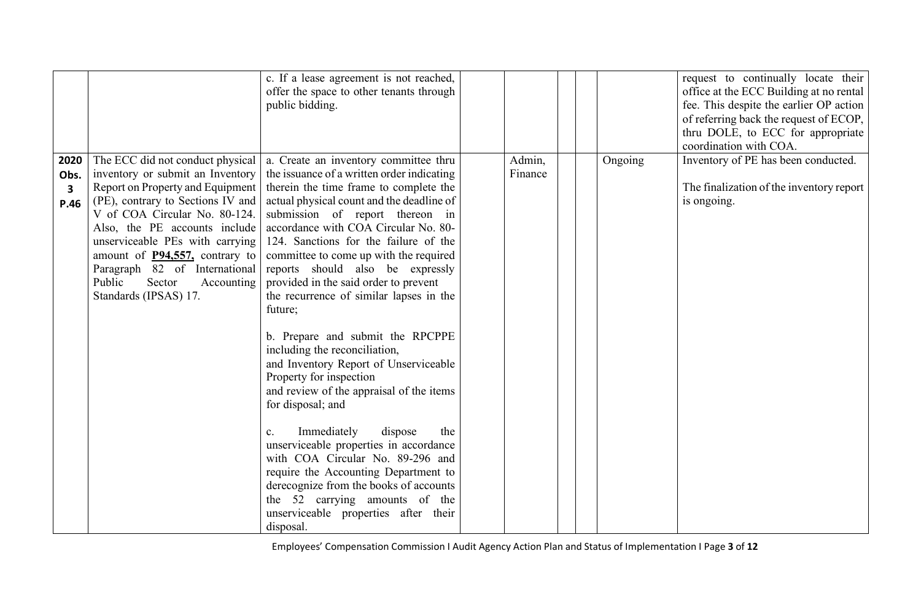| | | | | | | | | |
|---|---|---|---|---|---|---|---|---|
| | | c. If a lease agreement is not reached, offer the space to other tenants through public bidding. | | | | | | request to continually locate their office at the ECC Building at no rental fee. This despite the earlier OP action of referring back the request of ECOP, thru DOLE, to ECC for appropriate coordination with COA. |
| **2020 Obs. 3 P.46** | The ECC did not conduct physical inventory or submit an Inventory Report on Property and Equipment (PE), contrary to Sections IV and V of COA Circular No. 80-124. Also, the PE accounts include unserviceable PEs with carrying amount of **P94,557,** contrary to Paragraph 82 of International Public Sector Accounting Standards (IPSAS) 17. | a. Create an inventory committee thru the issuance of a written order indicating therein the time frame to complete the actual physical count and the deadline of submission of report thereon in accordance with COA Circular No. 80-124. Sanctions for the failure of the committee to come up with the required reports should also be expressly provided in the said order to prevent the recurrence of similar lapses in the future;<br><br>b. Prepare and submit the RPCPPE including the reconciliation, and Inventory Report of Unserviceable Property for inspection and review of the appraisal of the items for disposal; and<br><br>c. Immediately dispose the unserviceable properties in accordance with COA Circular No. 89-296 and require the Accounting Department to derecognize from the books of accounts the 52 carrying amounts of the unserviceable properties after their disposal. | | Admin, Finance | | | Ongoing | Inventory of PE has been conducted.<br><br>The finalization of the inventory report is ongoing. |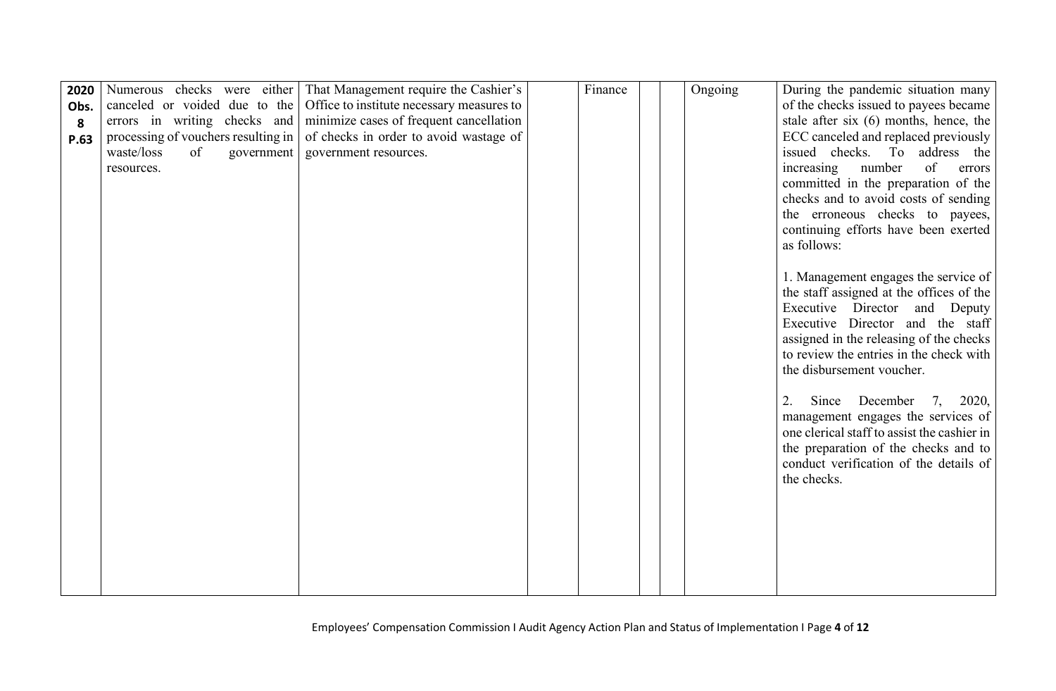| 2020 Obs. 8 P.63 | Numerous checks were either canceled or voided due to the errors in writing checks and processing of vouchers resulting in waste/loss of government resources. | That Management require the Cashier's Office to institute necessary measures to minimize cases of frequent cancellation of checks in order to avoid wastage of government resources. | | Finance | | | Ongoing | During the pandemic situation many of the checks issued to payees became stale after six (6) months, hence, the ECC canceled and replaced previously issued checks. To address the increasing number of errors committed in the preparation of the checks and to avoid costs of sending the erroneous checks to payees, continuing efforts have been exerted as follows:<br><br>1. Management engages the service of the staff assigned at the offices of the Executive Director and Deputy Executive Director and the staff assigned in the releasing of the checks to review the entries in the check with the disbursement voucher.<br><br>2. Since December 7, 2020, management engages the services of one clerical staff to assist the cashier in the preparation of the checks and to conduct verification of the details of the checks. |
|---|---|---|---|---|---|---|---|---|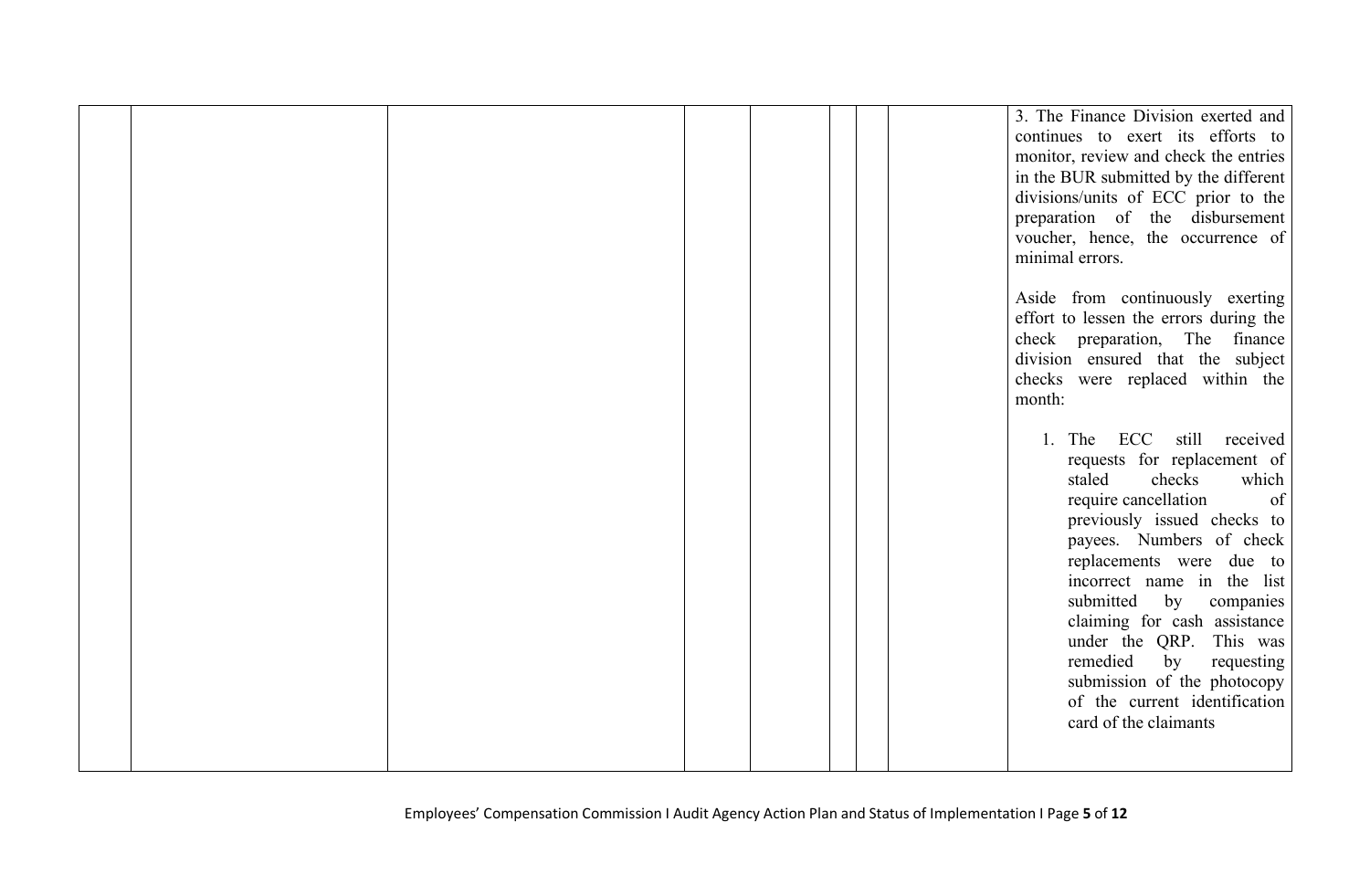| | | | | | | | | |
|---|---|---|---|---|---|---|---|---|
| | | | | | | | | 3. The Finance Division exerted and continues to exert its efforts to monitor, review and check the entries in the BUR submitted by the different divisions/units of ECC prior to the preparation of the disbursement voucher, hence, the occurrence of minimal errors.<br><br>Aside from continuously exerting effort to lessen the errors during the check preparation, The finance division ensured that the subject checks were replaced within the month:<br><br>1. The ECC still received requests for replacement of staled checks which require cancellation of previously issued checks to payees. Numbers of check replacements were due to incorrect name in the list submitted by companies claiming for cash assistance under the QRP. This was remedied by requesting submission of the photocopy of the current identification card of the claimants |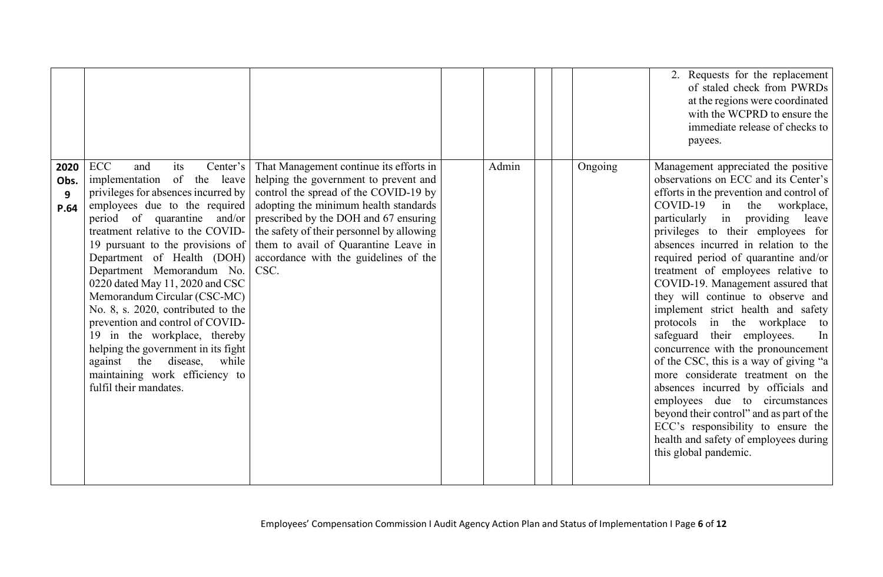| | | | | | | | | |
|---|---|---|---|---|---|---|---|---|
| | | | | | | | | 2. Requests for the replacement of staled check from PWRDs at the regions were coordinated with the WCPRD to ensure the immediate release of checks to payees. |
| **2020 Obs. 9 P.64** | ECC and its Center's implementation of the leave privileges for absences incurred by employees due to the required period of quarantine and/or treatment relative to the COVID-19 pursuant to the provisions of Department of Health (DOH) Department Memorandum No. 0220 dated May 11, 2020 and CSC Memorandum Circular (CSC-MC) No. 8, s. 2020, contributed to the prevention and control of COVID-19 in the workplace, thereby helping the government in its fight against the disease, while maintaining work efficiency to fulfil their mandates. | That Management continue its efforts in helping the government to prevent and control the spread of the COVID-19 by adopting the minimum health standards prescribed by the DOH and 67 ensuring the safety of their personnel by allowing them to avail of Quarantine Leave in accordance with the guidelines of the CSC. | | Admin | | | Ongoing | Management appreciated the positive observations on ECC and its Center's efforts in the prevention and control of COVID-19 in the workplace, particularly in providing leave privileges to their employees for absences incurred in relation to the required period of quarantine and/or treatment of employees relative to COVID-19. Management assured that they will continue to observe and implement strict health and safety protocols in the workplace to safeguard their employees. In concurrence with the pronouncement of the CSC, this is a way of giving "a more considerate treatment on the absences incurred by officials and employees due to circumstances beyond their control" and as part of the ECC's responsibility to ensure the health and safety of employees during this global pandemic. |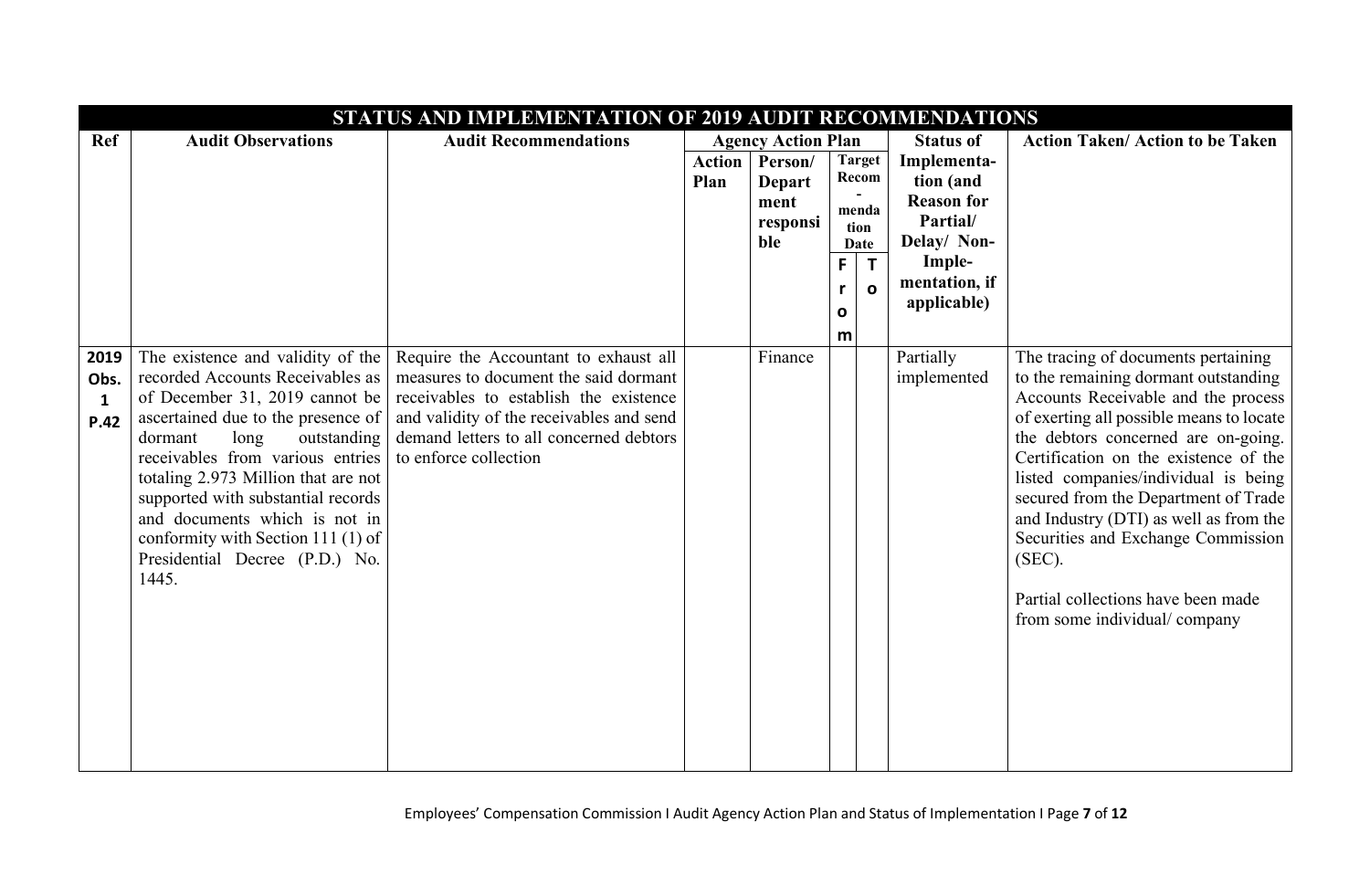| STATUS AND IMPLEMENTATION OF 2019 AUDIT RECOMMENDATIONS | | | | | | | | |
|---|---|---|---|---|---|---|---|---|
| Ref | Audit Observations | Audit Recommendations | Agency Action Plan | | | | Status of Implementation (and Reason for Partial/ Delay/ Non-Implementation, if applicable) | Action Taken/ Action to be Taken |
| | | | Action Plan | Person/ Department responsible | Target Recommendation Date | | | |
| | | | | | From | To | | |
| 2019 Obs. 1 P.42 | The existence and validity of the recorded Accounts Receivables as of December 31, 2019 cannot be ascertained due to the presence of dormant long outstanding receivables from various entries totaling 2.973 Million that are not supported with substantial records and documents which is not in conformity with Section 111 (1) of Presidential Decree (P.D.) No. 1445. | Require the Accountant to exhaust all measures to document the said dormant receivables to establish the existence and validity of the receivables and send demand letters to all concerned debtors to enforce collection | | Finance | | | Partially implemented | The tracing of documents pertaining to the remaining dormant outstanding Accounts Receivable and the process of exerting all possible means to locate the debtors concerned are on-going. Certification on the existence of the listed companies/individual is being secured from the Department of Trade and Industry (DTI) as well as from the Securities and Exchange Commission (SEC).<br><br>Partial collections have been made from some individual/ company |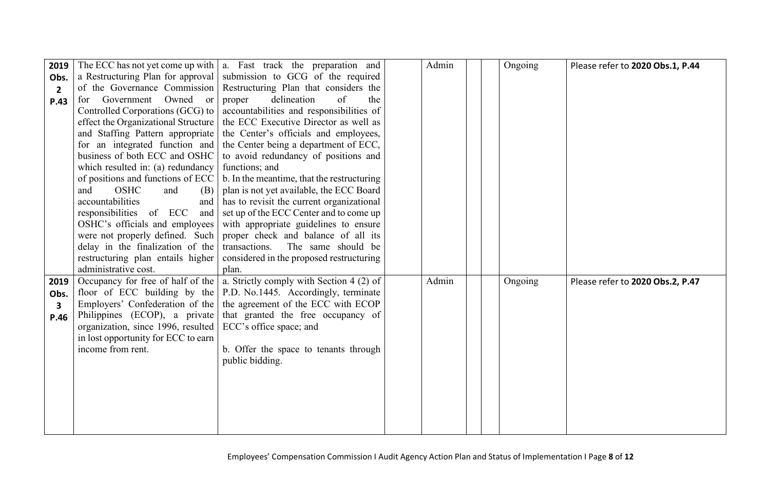| | | | | | | | | |
|---|---|---|---|---|---|---|---|---|
| **2019 Obs. 2 P.43** | The ECC has not yet come up with a Restructuring Plan for approval of the Governance Commission for Government Owned or Controlled Corporations (GCG) to effect the Organizational Structure and Staffing Pattern appropriate for an integrated function and business of both ECC and OSHC which resulted in: (a) redundancy of positions and functions of ECC and OSHC and (B) accountabilities and responsibilities of ECC and OSHC's officials and employees were not properly defined. Such delay in the finalization of the restructuring plan entails higher administrative cost. | a. Fast track the preparation and submission to GCG of the required Restructuring Plan that considers the proper delineation of the accountabilities and responsibilities of the ECC Executive Director as well as the Center's officials and employees, the Center being a department of ECC, to avoid redundancy of positions and functions; and<br>b. In the meantime, that the restructuring plan is not yet available, the ECC Board has to revisit the current organizational set up of the ECC Center and to come up with appropriate guidelines to ensure proper check and balance of all its transactions. The same should be considered in the proposed restructuring plan. | | Admin | | | Ongoing | Please refer to **2020 Obs.1, P.44** |
| **2019 Obs. 3 P.46** | Occupancy for free of half of the floor of ECC building by the Employers' Confederation of the Philippines (ECOP), a private organization, since 1996, resulted in lost opportunity for ECC to earn income from rent. | a. Strictly comply with Section 4 (2) of P.D. No.1445. Accordingly, terminate the agreement of the ECC with ECOP that granted the free occupancy of ECC's office space; and<br><br>b. Offer the space to tenants through public bidding. | | Admin | | | Ongoing | Please refer to **2020 Obs.2, P.47** |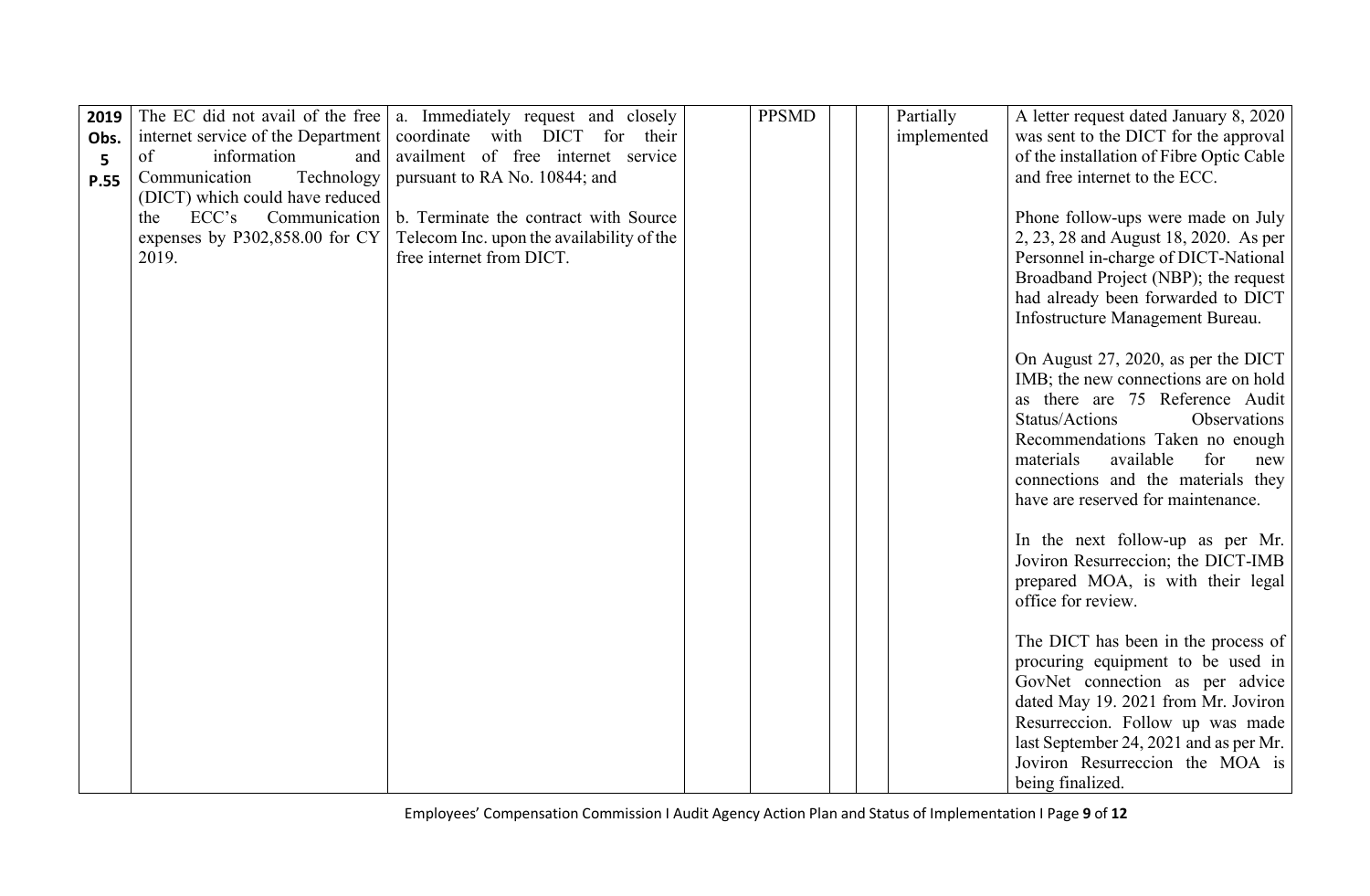| | | | | | | | | |
|---|---|---|---|---|---|---|---|---|
| **2019 Obs. 5 P.55** | The EC did not avail of the free internet service of the Department of information and Communication Technology (DICT) which could have reduced the ECC's Communication expenses by P302,858.00 for CY 2019. | a. Immediately request and closely coordinate with DICT for their availment of free internet service pursuant to RA No. 10844; and<br><br>b. Terminate the contract with Source Telecom Inc. upon the availability of the free internet from DICT. | | PPSMD | | | Partially implemented | A letter request dated January 8, 2020 was sent to the DICT for the approval of the installation of Fibre Optic Cable and free internet to the ECC.<br><br>Phone follow-ups were made on July 2, 23, 28 and August 18, 2020. As per Personnel in-charge of DICT-National Broadband Project (NBP); the request had already been forwarded to DICT Infostructure Management Bureau.<br><br>On August 27, 2020, as per the DICT IMB; the new connections are on hold as there are 75 Reference Audit Status/Actions Observations Recommendations Taken no enough materials available for new connections and the materials they have are reserved for maintenance.<br><br>In the next follow-up as per Mr. Joviron Resurreccion; the DICT-IMB prepared MOA, is with their legal office for review.<br><br>The DICT has been in the process of procuring equipment to be used in GovNet connection as per advice dated May 19. 2021 from Mr. Joviron Resurreccion. Follow up was made last September 24, 2021 and as per Mr. Joviron Resurreccion the MOA is being finalized. |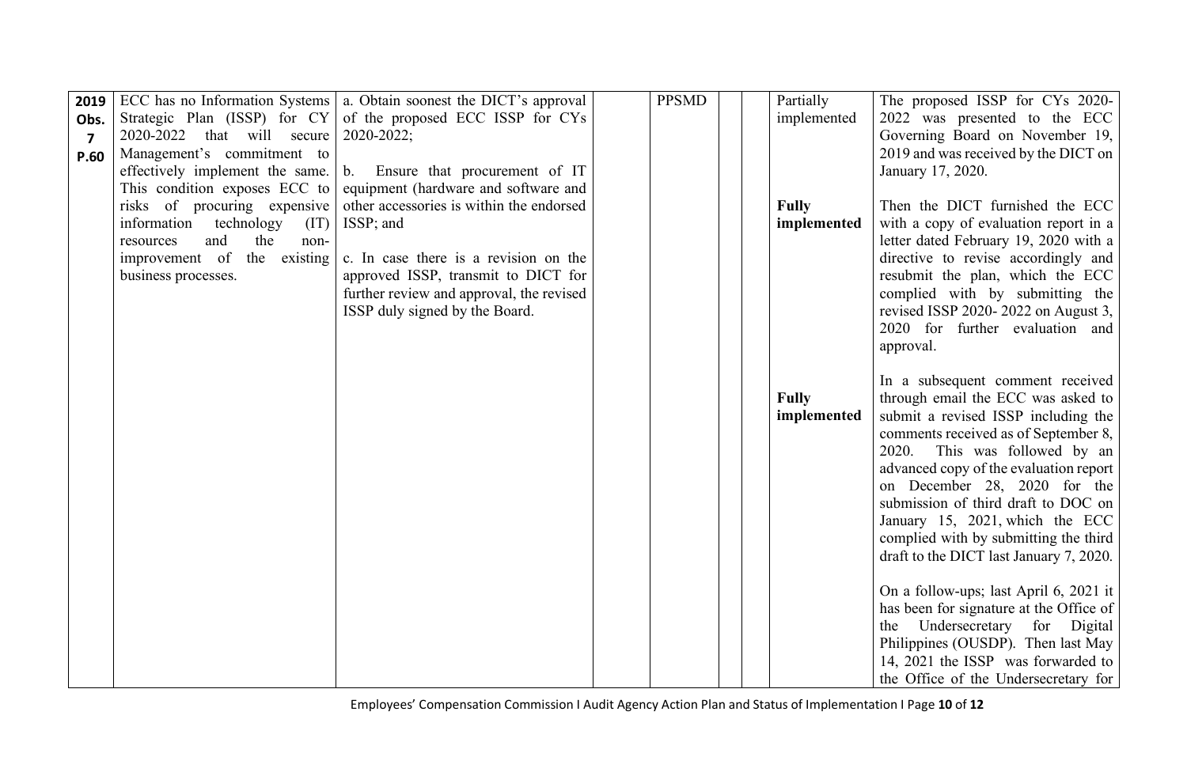| 2019 Obs. 7 P.60 | ECC has no Information Systems Strategic Plan (ISSP) for CY 2020-2022 that will secure Management's commitment to effectively implement the same. This condition exposes ECC to risks of procuring expensive information technology (IT) resources and the non-improvement of the existing business processes. | a. Obtain soonest the DICT's approval of the proposed ECC ISSP for CYs 2020-2022;<br><br>b. Ensure that procurement of IT equipment (hardware and software and other accessories is within the endorsed ISSP; and<br><br>c. In case there is a revision on the approved ISSP, transmit to DICT for further review and approval, the revised ISSP duly signed by the Board. | | PPSMD | | | Partially implemented<br><br>**Fully implemented**<br><br>**Fully implemented** | The proposed ISSP for CYs 2020-2022 was presented to the ECC Governing Board on November 19, 2019 and was received by the DICT on January 17, 2020.<br><br>Then the DICT furnished the ECC with a copy of evaluation report in a letter dated February 19, 2020 with a directive to revise accordingly and resubmit the plan, which the ECC complied with by submitting the revised ISSP 2020- 2022 on August 3, 2020 for further evaluation and approval.<br><br>In a subsequent comment received through email the ECC was asked to submit a revised ISSP including the comments received as of September 8, 2020. This was followed by an advanced copy of the evaluation report on December 28, 2020 for the submission of third draft to DOC on January 15, 2021, which the ECC complied with by submitting the third draft to the DICT last January 7, 2020.<br><br>On a follow-ups; last April 6, 2021 it has been for signature at the Office of the Undersecretary for Digital Philippines (OUSDP). Then last May 14, 2021 the ISSP was forwarded to the Office of the Undersecretary for |
|---|---|---|---|---|---|---|---|---|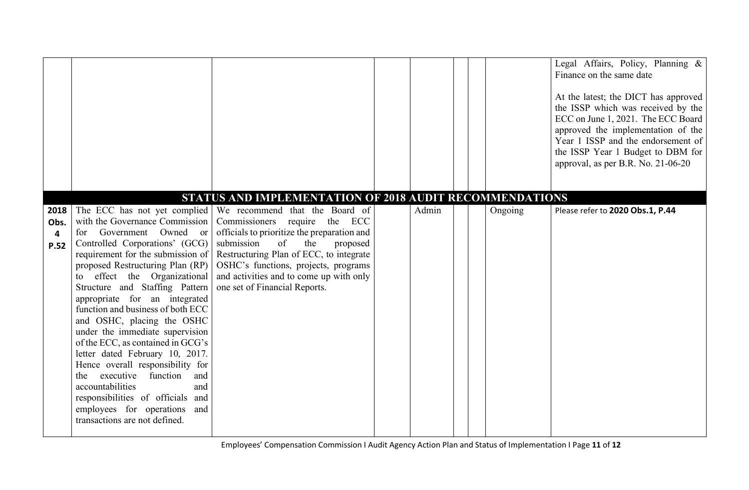|  |  |  |  |  |  |  |  |  |
|---|---|---|---|---|---|---|---|---|
|  |  |  |  |  |  |  |  | Legal Affairs, Policy, Planning & Finance on the same date<br><br>At the latest; the DICT has approved the ISSP which was received by the ECC on June 1, 2021. The ECC Board approved the implementation of the Year 1 ISSP and the endorsement of the ISSP Year 1 Budget to DBM for approval, as per B.R. No. 21-06-20 |
| **STATUS AND IMPLEMENTATION OF 2018 AUDIT RECOMMENDATIONS** |  |  |  |  |  |  |  |  |
| **2018 Obs. 4 P.52** | The ECC has not yet complied with the Governance Commission for Government Owned or Controlled Corporations' (GCG) requirement for the submission of proposed Restructuring Plan (RP) to effect the Organizational Structure and Staffing Pattern appropriate for an integrated function and business of both ECC and OSHC, placing the OSHC under the immediate supervision of the ECC, as contained in GCG's letter dated February 10, 2017. Hence overall responsibility for the executive function and accountabilities and responsibilities of officials and employees for operations and transactions are not defined. | We recommend that the Board of Commissioners require the ECC officials to prioritize the preparation and submission of the proposed Restructuring Plan of ECC, to integrate OSHC's functions, projects, programs and activities and to come up with only one set of Financial Reports. |  | Admin |  |  | Ongoing | Please refer to **2020 Obs.1, P.44** |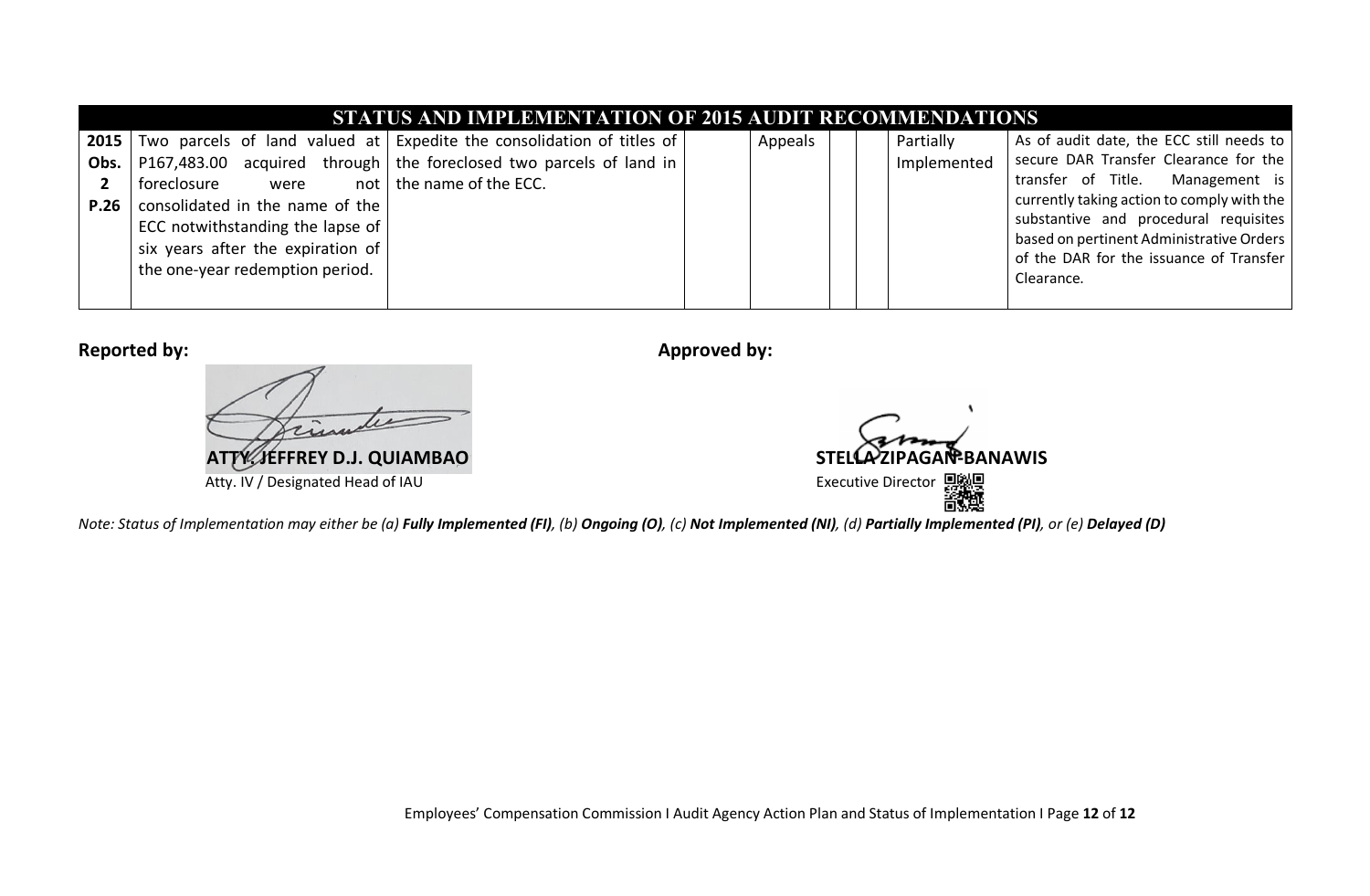| STATUS AND IMPLEMENTATION OF 2015 AUDIT RECOMMENDATIONS | | | | | | | | | |
|---|---|---|---|---|---|---|---|---|---|
| 2015 Obs. 2 P.26 | Two parcels of land valued at P167,483.00 acquired through foreclosure were not consolidated in the name of the ECC notwithstanding the lapse of six years after the expiration of the one-year redemption period. | Expedite the consolidation of titles of the foreclosed two parcels of land in the name of the ECC. | | Appeals | | | Partially Implemented | As of audit date, the ECC still needs to secure DAR Transfer Clearance for the transfer of Title. Management is currently taking action to comply with the substantive and procedural requisites based on pertinent Administrative Orders of the DAR for the issuance of Transfer Clearance. |

**Reported by:**

**ATTY. JEFFREY D.J. QUIAMBAO**
Atty. IV / Designated Head of IAU

**Approved by:**

**STELLA ZIPAGAN-BANAWIS**
Executive Director

*Note: Status of Implementation may either be (a) **Fully Implemented (FI)**, (b) **Ongoing (O)**, (c) **Not Implemented (NI)**, (d) **Partially Implemented (PI)**, or (e) **Delayed (D)***